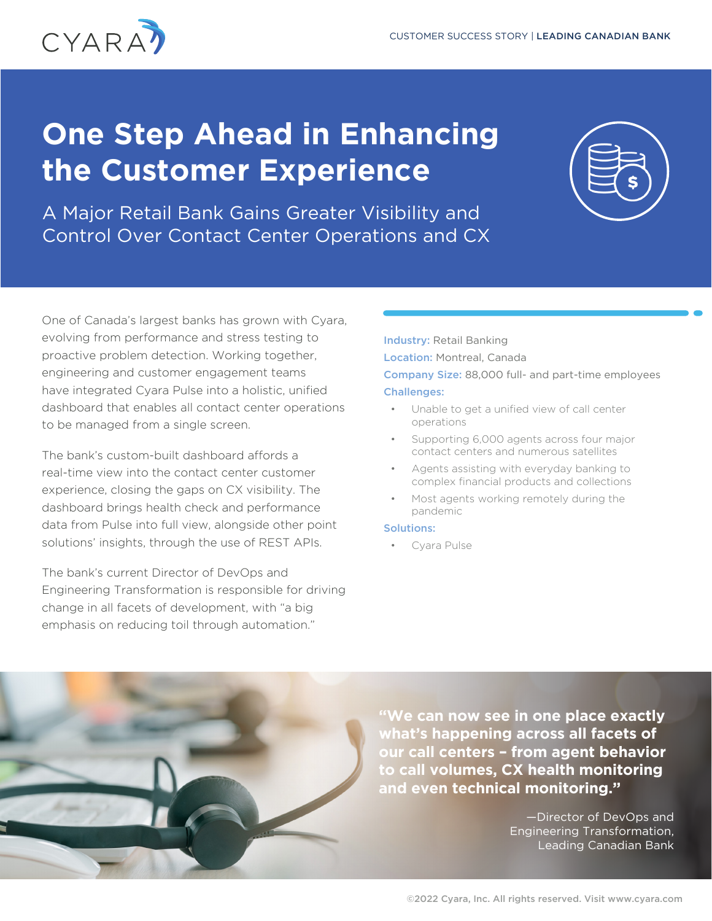CYARA

CUSTOMER SUCCESS STORY | **LEADING CANADIAN BANK**

# One Step Ahead in Enhancing the Customer Experience

A Major Retail Bank Gains Greater Visibility and Control Over Contact Center Operations and CX

One of Canada's largest banks has grown with Cyara, evolving from performance and stress testing to proactive problem detection. Working together, engineering and customer engagement teams have integrated Cyara Pulse into a holistic, unified dashboard that enables all contact center operations to be managed from a single screen.

The bank's custom-built dashboard affords a real-time view into the contact center customer experience, closing the gaps on CX visibility. The dashboard brings health check and performance data from Pulse into full view, alongside other point solutions' insights, through the use of REST APIs.

The bank's current Director of DevOps and Engineering Transformation is responsible for driving change in all facets of development, with "a big emphasis on reducing toil through automation."

**Industry:** Retail Banking

**Location:** Montreal, Canada

**Company Size:** 88,000 full- and part-time employees

**Challenges:**

- Unable to get a unified view of call center operations
- Supporting 6,000 agents across four major contact centers and numerous satellites
- Agents assisting with everyday banking to complex financial products and collections
- Most agents working remotely during the pandemic

**Solutions:**

- Cyara Pulse

**"We can now see in one place exactly what's happening across all facets of our call centers – from agent behavior to call volumes, CX health monitoring and even technical monitoring."**

—Director of DevOps and Engineering Transformation, Leading Canadian Bank

©2022 Cyara, Inc. All rights reserved. Visit www.cyara.com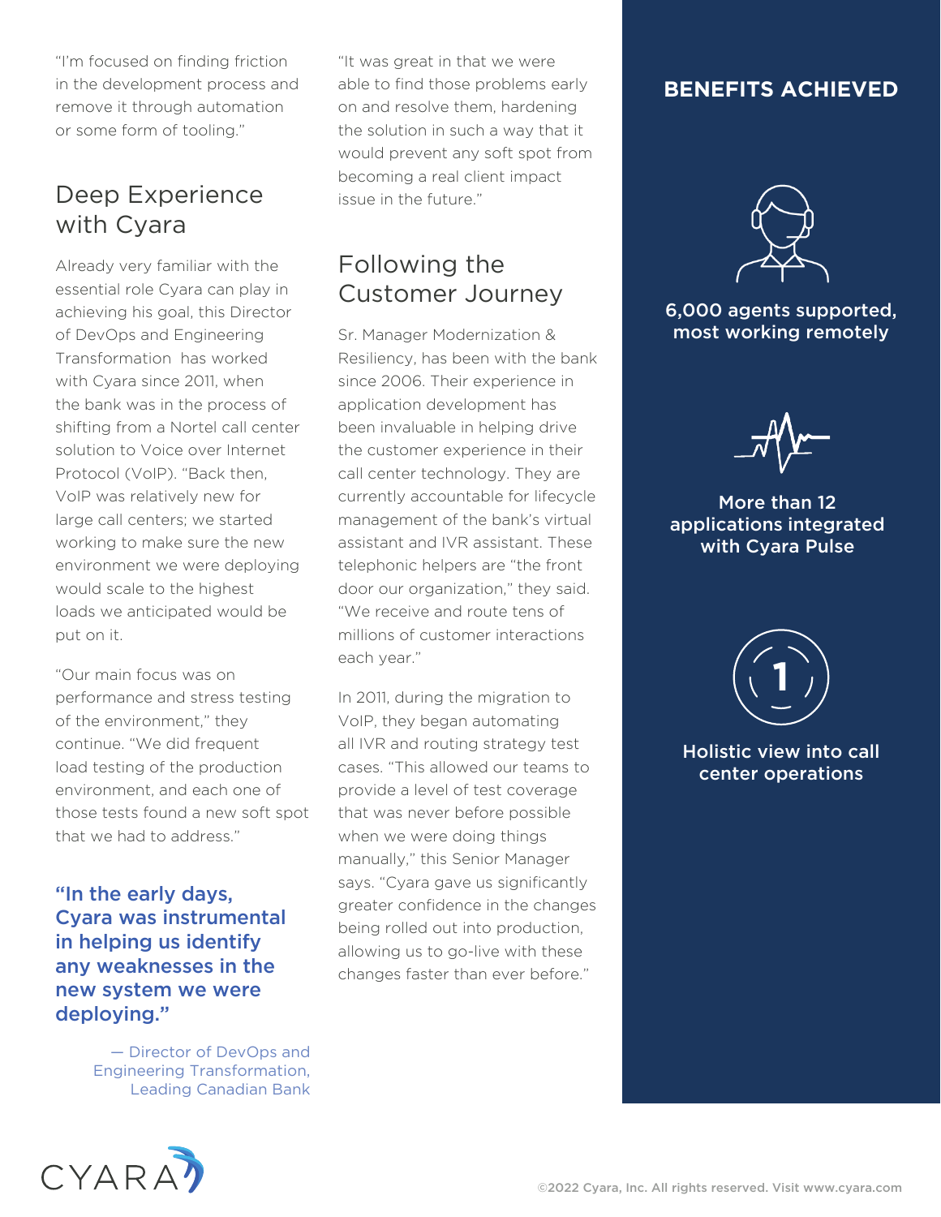"I'm focused on finding friction in the development process and remove it through automation or some form of tooling."

## Deep Experience with Cyara

Already very familiar with the essential role Cyara can play in achieving his goal, this Director of DevOps and Engineering Transformation has worked with Cyara since 2011, when the bank was in the process of shifting from a Nortel call center solution to Voice over Internet Protocol (VoIP). "Back then, VoIP was relatively new for large call centers; we started working to make sure the new environment we were deploying would scale to the highest loads we anticipated would be put on it.

"Our main focus was on performance and stress testing of the environment," they continue. "We did frequent load testing of the production environment, and each one of those tests found a new soft spot that we had to address."

**"In the early days, Cyara was instrumental in helping us identify any weaknesses in the new system we were deploying."**

— Director of DevOps and Engineering Transformation, Leading Canadian Bank

"It was great in that we were able to find those problems early on and resolve them, hardening the solution in such a way that it would prevent any soft spot from becoming a real client impact issue in the future."

## Following the Customer Journey

Sr. Manager Modernization & Resiliency, has been with the bank since 2006. Their experience in application development has been invaluable in helping drive the customer experience in their call center technology. They are currently accountable for lifecycle management of the bank's virtual assistant and IVR assistant. These telephonic helpers are "the front door our organization," they said. "We receive and route tens of millions of customer interactions each year."

In 2011, during the migration to VoIP, they began automating all IVR and routing strategy test cases. "This allowed our teams to provide a level of test coverage that was never before possible when we were doing things manually," this Senior Manager says. "Cyara gave us significantly greater confidence in the changes being rolled out into production, allowing us to go-live with these changes faster than ever before."

## BENEFITS ACHIEVED

**6,000 agents supported, most working remotely**

**More than 12 applications integrated with Cyara Pulse**

**Holistic view into call center operations**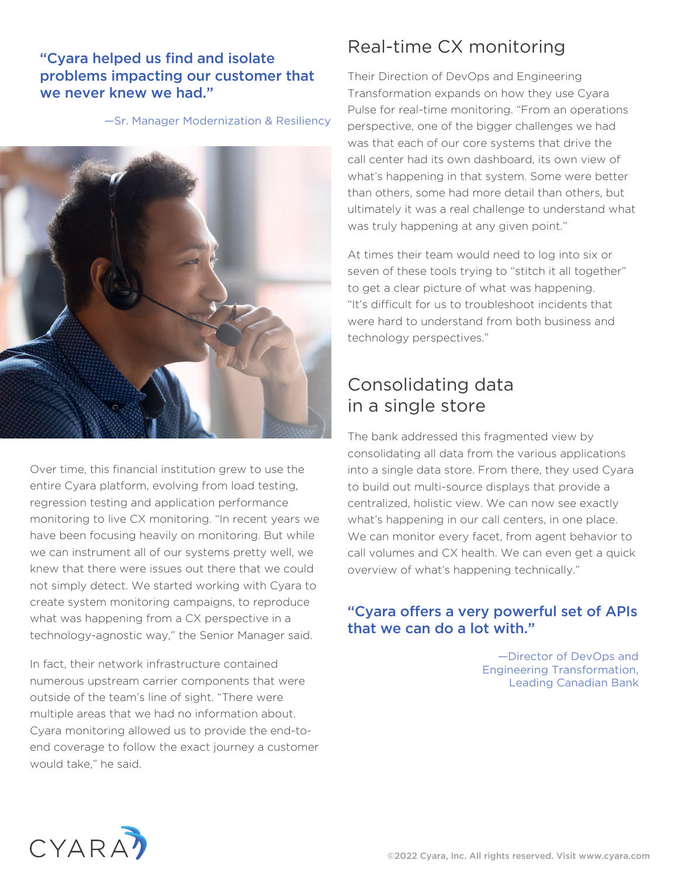> **"Cyara helped us find and isolate problems impacting our customer that we never knew we had."**
>
> —Sr. Manager Modernization & Resiliency

Over time, this financial institution grew to use the entire Cyara platform, evolving from load testing, regression testing and application performance monitoring to live CX monitoring. "In recent years we have been focusing heavily on monitoring. But while we can instrument all of our systems pretty well, we knew that there were issues out there that we could not simply detect. We started working with Cyara to create system monitoring campaigns, to reproduce what was happening from a CX perspective in a technology-agnostic way," the Senior Manager said.

In fact, their network infrastructure contained numerous upstream carrier components that were outside of the team's line of sight. "There were multiple areas that we had no information about. Cyara monitoring allowed us to provide the end-to-end coverage to follow the exact journey a customer would take," he said.

## Real-time CX monitoring

Their Direction of DevOps and Engineering Transformation expands on how they use Cyara Pulse for real-time monitoring. "From an operations perspective, one of the bigger challenges we had was that each of our core systems that drive the call center had its own dashboard, its own view of what's happening in that system. Some were better than others, some had more detail than others, but ultimately it was a real challenge to understand what was truly happening at any given point."

At times their team would need to log into six or seven of these tools trying to "stitch it all together" to get a clear picture of what was happening. "It's difficult for us to troubleshoot incidents that were hard to understand from both business and technology perspectives."

## Consolidating data in a single store

The bank addressed this fragmented view by consolidating all data from the various applications into a single data store. From there, they used Cyara to build out multi-source displays that provide a centralized, holistic view. We can now see exactly what's happening in our call centers, in one place. We can monitor every facet, from agent behavior to call volumes and CX health. We can even get a quick overview of what's happening technically."

> **"Cyara offers a very powerful set of APIs that we can do a lot with."**
>
> —Director of DevOps and Engineering Transformation, Leading Canadian Bank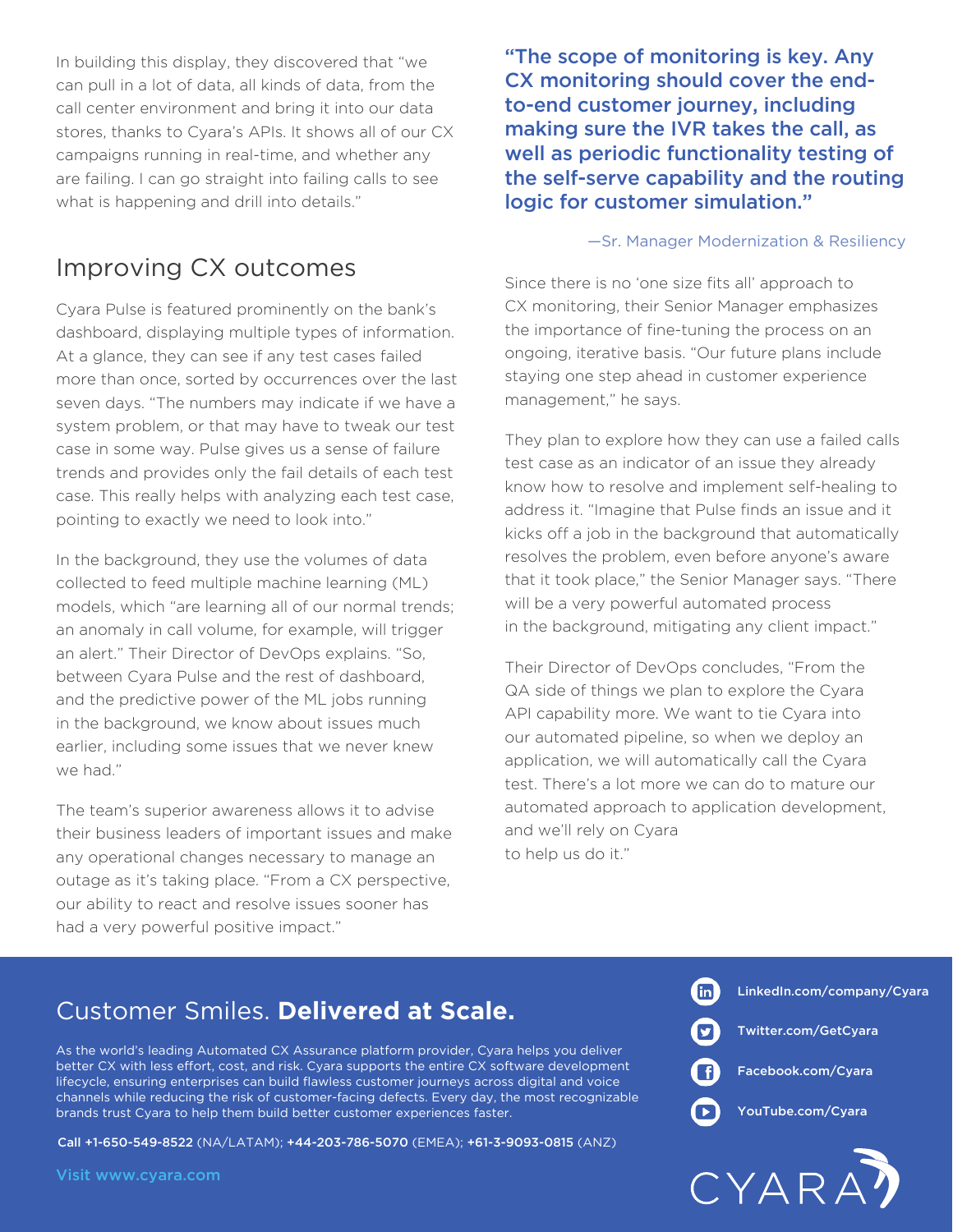In building this display, they discovered that "we can pull in a lot of data, all kinds of data, from the call center environment and bring it into our data stores, thanks to Cyara's APIs. It shows all of our CX campaigns running in real-time, and whether any are failing. I can go straight into failing calls to see what is happening and drill into details."

## Improving CX outcomes

Cyara Pulse is featured prominently on the bank's dashboard, displaying multiple types of information. At a glance, they can see if any test cases failed more than once, sorted by occurrences over the last seven days. "The numbers may indicate if we have a system problem, or that may have to tweak our test case in some way. Pulse gives us a sense of failure trends and provides only the fail details of each test case. This really helps with analyzing each test case, pointing to exactly we need to look into."

In the background, they use the volumes of data collected to feed multiple machine learning (ML) models, which "are learning all of our normal trends; an anomaly in call volume, for example, will trigger an alert." Their Director of DevOps explains. "So, between Cyara Pulse and the rest of dashboard, and the predictive power of the ML jobs running in the background, we know about issues much earlier, including some issues that we never knew we had."

The team's superior awareness allows it to advise their business leaders of important issues and make any operational changes necessary to manage an outage as it's taking place. "From a CX perspective, our ability to react and resolve issues sooner has had a very powerful positive impact."

**"The scope of monitoring is key. Any CX monitoring should cover the end-to-end customer journey, including making sure the IVR takes the call, as well as periodic functionality testing of the self-serve capability and the routing logic for customer simulation."**

—Sr. Manager Modernization & Resiliency

Since there is no 'one size fits all' approach to CX monitoring, their Senior Manager emphasizes the importance of fine-tuning the process on an ongoing, iterative basis. "Our future plans include staying one step ahead in customer experience management," he says.

They plan to explore how they can use a failed calls test case as an indicator of an issue they already know how to resolve and implement self-healing to address it. "Imagine that Pulse finds an issue and it kicks off a job in the background that automatically resolves the problem, even before anyone's aware that it took place," the Senior Manager says. "There will be a very powerful automated process in the background, mitigating any client impact."

Their Director of DevOps concludes, "From the QA side of things we plan to explore the Cyara API capability more. We want to tie Cyara into our automated pipeline, so when we deploy an application, we will automatically call the Cyara test. There's a lot more we can do to mature our automated approach to application development, and we'll rely on Cyara to help us do it."

## Customer Smiles. **Delivered at Scale.**

As the world's leading Automated CX Assurance platform provider, Cyara helps you deliver better CX with less effort, cost, and risk. Cyara supports the entire CX software development lifecycle, ensuring enterprises can build flawless customer journeys across digital and voice channels while reducing the risk of customer-facing defects. Every day, the most recognizable brands trust Cyara to help them build better customer experiences faster.

**Call +1-650-549-8522** (NA/LATAM); **+44-203-786-5070** (EMEA); **+61-3-9093-0815** (ANZ)

Visit www.cyara.com

LinkedIn.com/company/Cyara

Twitter.com/GetCyara

Facebook.com/Cyara

YouTube.com/Cyara

CYARA